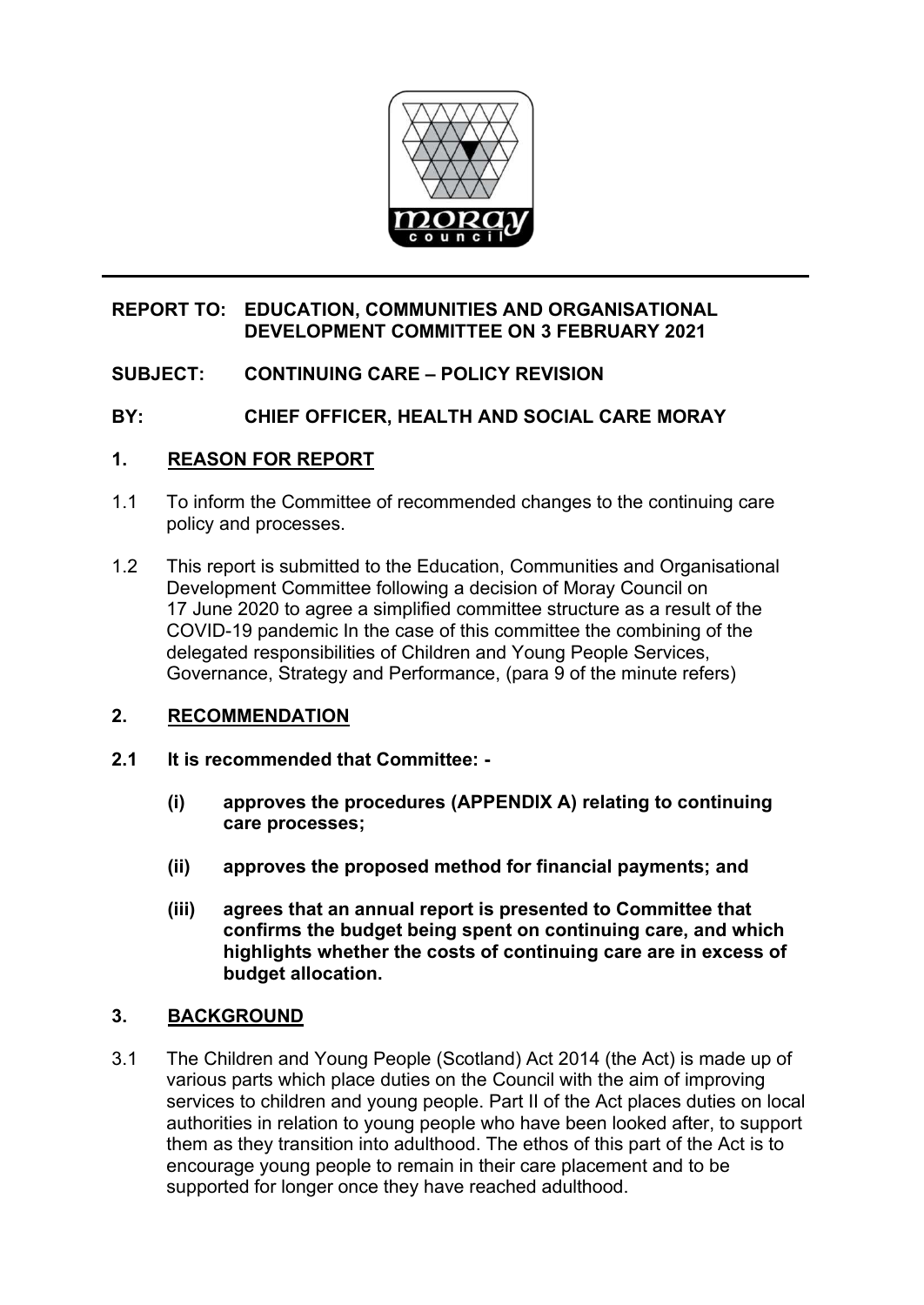**REPORT TO: EDUCATION, COMMUNITIES AND ORGANISATIONAL DEVELOPMENT COMMITTEE ON 3 FEBRUARY 2021**

**SUBJECT: CONTINUING CARE – POLICY REVISION**

**BY: CHIEF OFFICER, HEALTH AND SOCIAL CARE MORAY**

## 1. REASON FOR REPORT

1.1 To inform the Committee of recommended changes to the continuing care policy and processes.

1.2 This report is submitted to the Education, Communities and Organisational Development Committee following a decision of Moray Council on 17 June 2020 to agree a simplified committee structure as a result of the COVID-19 pandemic In the case of this committee the combining of the delegated responsibilities of Children and Young People Services, Governance, Strategy and Performance, (para 9 of the minute refers)

## 2. RECOMMENDATION

**2.1 It is recommended that Committee: -**

**(i) approves the procedures (APPENDIX A) relating to continuing care processes;**

**(ii) approves the proposed method for financial payments; and**

**(iii) agrees that an annual report is presented to Committee that confirms the budget being spent on continuing care, and which highlights whether the costs of continuing care are in excess of budget allocation.**

## 3. BACKGROUND

3.1 The Children and Young People (Scotland) Act 2014 (the Act) is made up of various parts which place duties on the Council with the aim of improving services to children and young people. Part II of the Act places duties on local authorities in relation to young people who have been looked after, to support them as they transition into adulthood. The ethos of this part of the Act is to encourage young people to remain in their care placement and to be supported for longer once they have reached adulthood.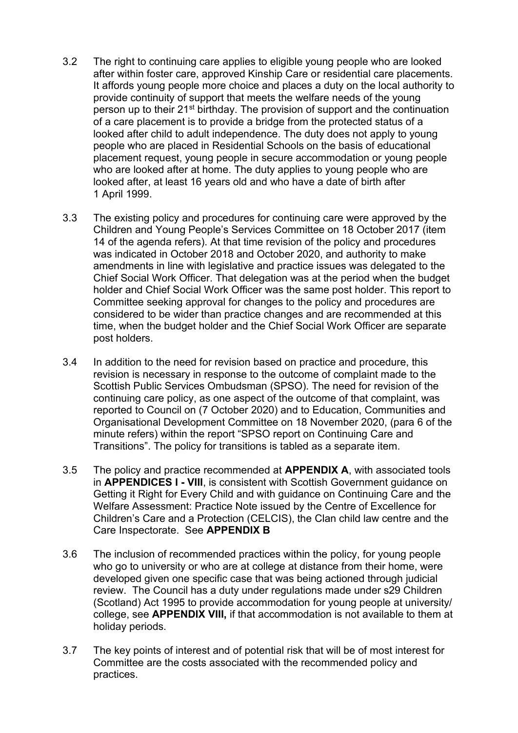3.2 The right to continuing care applies to eligible young people who are looked after within foster care, approved Kinship Care or residential care placements. It affords young people more choice and places a duty on the local authority to provide continuity of support that meets the welfare needs of the young person up to their 21st birthday. The provision of support and the continuation of a care placement is to provide a bridge from the protected status of a looked after child to adult independence. The duty does not apply to young people who are placed in Residential Schools on the basis of educational placement request, young people in secure accommodation or young people who are looked after at home. The duty applies to young people who are looked after, at least 16 years old and who have a date of birth after 1 April 1999.

3.3 The existing policy and procedures for continuing care were approved by the Children and Young People's Services Committee on 18 October 2017 (item 14 of the agenda refers). At that time revision of the policy and procedures was indicated in October 2018 and October 2020, and authority to make amendments in line with legislative and practice issues was delegated to the Chief Social Work Officer. That delegation was at the period when the budget holder and Chief Social Work Officer was the same post holder. This report to Committee seeking approval for changes to the policy and procedures are considered to be wider than practice changes and are recommended at this time, when the budget holder and the Chief Social Work Officer are separate post holders.

3.4 In addition to the need for revision based on practice and procedure, this revision is necessary in response to the outcome of complaint made to the Scottish Public Services Ombudsman (SPSO). The need for revision of the continuing care policy, as one aspect of the outcome of that complaint, was reported to Council on (7 October 2020) and to Education, Communities and Organisational Development Committee on 18 November 2020, (para 6 of the minute refers) within the report "SPSO report on Continuing Care and Transitions". The policy for transitions is tabled as a separate item.

3.5 The policy and practice recommended at **APPENDIX A**, with associated tools in **APPENDICES I - VIII**, is consistent with Scottish Government guidance on Getting it Right for Every Child and with guidance on Continuing Care and the Welfare Assessment: Practice Note issued by the Centre of Excellence for Children's Care and a Protection (CELCIS), the Clan child law centre and the Care Inspectorate. See **APPENDIX B**

3.6 The inclusion of recommended practices within the policy, for young people who go to university or who are at college at distance from their home, were developed given one specific case that was being actioned through judicial review. The Council has a duty under regulations made under s29 Children (Scotland) Act 1995 to provide accommodation for young people at university/ college, see **APPENDIX VIII,** if that accommodation is not available to them at holiday periods.

3.7 The key points of interest and of potential risk that will be of most interest for Committee are the costs associated with the recommended policy and practices.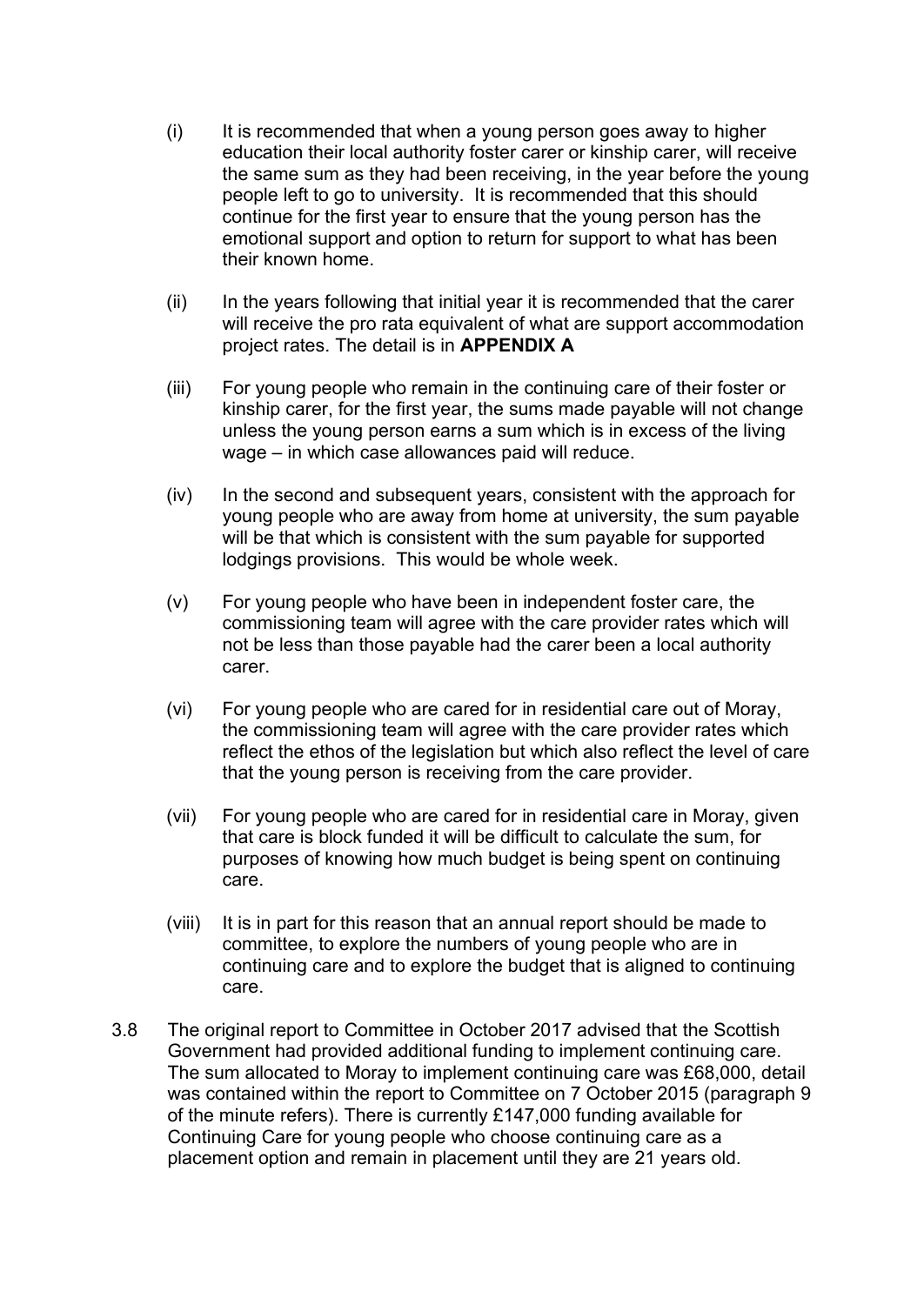(i) It is recommended that when a young person goes away to higher education their local authority foster carer or kinship carer, will receive the same sum as they had been receiving, in the year before the young people left to go to university. It is recommended that this should continue for the first year to ensure that the young person has the emotional support and option to return for support to what has been their known home.

(ii) In the years following that initial year it is recommended that the carer will receive the pro rata equivalent of what are support accommodation project rates. The detail is in **APPENDIX A**

(iii) For young people who remain in the continuing care of their foster or kinship carer, for the first year, the sums made payable will not change unless the young person earns a sum which is in excess of the living wage – in which case allowances paid will reduce.

(iv) In the second and subsequent years, consistent with the approach for young people who are away from home at university, the sum payable will be that which is consistent with the sum payable for supported lodgings provisions. This would be whole week.

(v) For young people who have been in independent foster care, the commissioning team will agree with the care provider rates which will not be less than those payable had the carer been a local authority carer.

(vi) For young people who are cared for in residential care out of Moray, the commissioning team will agree with the care provider rates which reflect the ethos of the legislation but which also reflect the level of care that the young person is receiving from the care provider.

(vii) For young people who are cared for in residential care in Moray, given that care is block funded it will be difficult to calculate the sum, for purposes of knowing how much budget is being spent on continuing care.

(viii) It is in part for this reason that an annual report should be made to committee, to explore the numbers of young people who are in continuing care and to explore the budget that is aligned to continuing care.

3.8 The original report to Committee in October 2017 advised that the Scottish Government had provided additional funding to implement continuing care. The sum allocated to Moray to implement continuing care was £68,000, detail was contained within the report to Committee on 7 October 2015 (paragraph 9 of the minute refers). There is currently £147,000 funding available for Continuing Care for young people who choose continuing care as a placement option and remain in placement until they are 21 years old.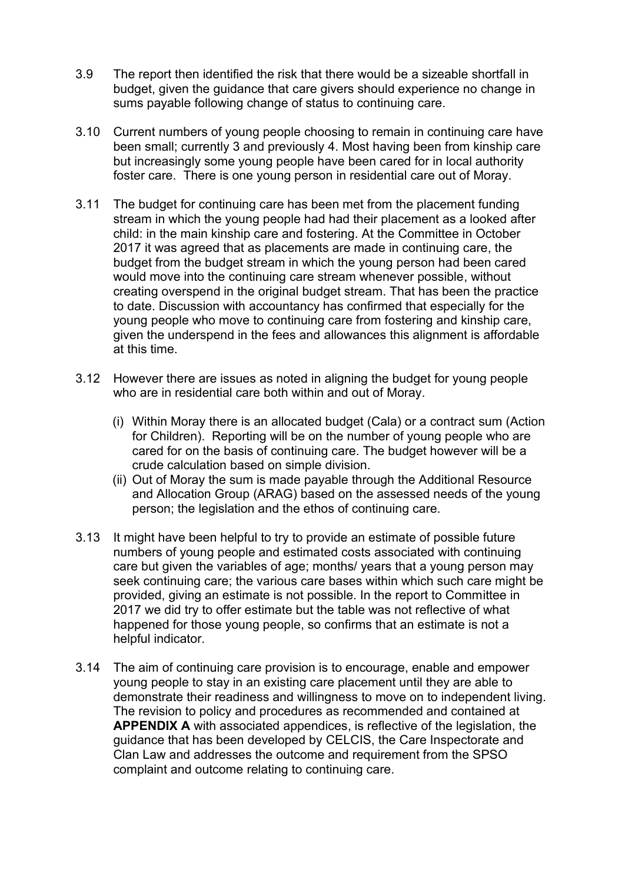3.9 The report then identified the risk that there would be a sizeable shortfall in budget, given the guidance that care givers should experience no change in sums payable following change of status to continuing care.

3.10 Current numbers of young people choosing to remain in continuing care have been small; currently 3 and previously 4. Most having been from kinship care but increasingly some young people have been cared for in local authority foster care. There is one young person in residential care out of Moray.

3.11 The budget for continuing care has been met from the placement funding stream in which the young people had had their placement as a looked after child: in the main kinship care and fostering. At the Committee in October 2017 it was agreed that as placements are made in continuing care, the budget from the budget stream in which the young person had been cared would move into the continuing care stream whenever possible, without creating overspend in the original budget stream. That has been the practice to date. Discussion with accountancy has confirmed that especially for the young people who move to continuing care from fostering and kinship care, given the underspend in the fees and allowances this alignment is affordable at this time.

3.12 However there are issues as noted in aligning the budget for young people who are in residential care both within and out of Moray.

(i) Within Moray there is an allocated budget (Cala) or a contract sum (Action for Children). Reporting will be on the number of young people who are cared for on the basis of continuing care. The budget however will be a crude calculation based on simple division.

(ii) Out of Moray the sum is made payable through the Additional Resource and Allocation Group (ARAG) based on the assessed needs of the young person; the legislation and the ethos of continuing care.

3.13 It might have been helpful to try to provide an estimate of possible future numbers of young people and estimated costs associated with continuing care but given the variables of age; months/ years that a young person may seek continuing care; the various care bases within which such care might be provided, giving an estimate is not possible. In the report to Committee in 2017 we did try to offer estimate but the table was not reflective of what happened for those young people, so confirms that an estimate is not a helpful indicator.

3.14 The aim of continuing care provision is to encourage, enable and empower young people to stay in an existing care placement until they are able to demonstrate their readiness and willingness to move on to independent living. The revision to policy and procedures as recommended and contained at **APPENDIX A** with associated appendices, is reflective of the legislation, the guidance that has been developed by CELCIS, the Care Inspectorate and Clan Law and addresses the outcome and requirement from the SPSO complaint and outcome relating to continuing care.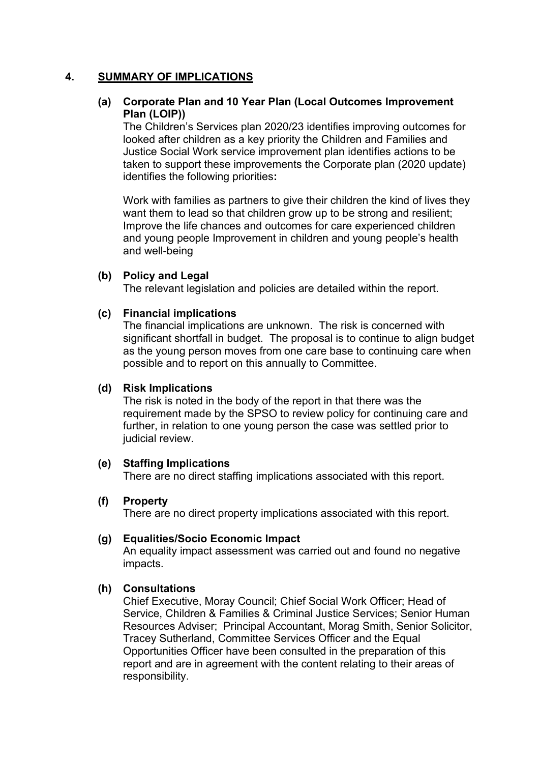## 4. SUMMARY OF IMPLICATIONS

### (a) Corporate Plan and 10 Year Plan (Local Outcomes Improvement Plan (LOIP))

The Children's Services plan 2020/23 identifies improving outcomes for looked after children as a key priority the Children and Families and Justice Social Work service improvement plan identifies actions to be taken to support these improvements the Corporate plan (2020 update) identifies the following priorities**:**

Work with families as partners to give their children the kind of lives they want them to lead so that children grow up to be strong and resilient; Improve the life chances and outcomes for care experienced children and young people Improvement in children and young people's health and well-being

### (b) Policy and Legal

The relevant legislation and policies are detailed within the report.

### (c) Financial implications

The financial implications are unknown. The risk is concerned with significant shortfall in budget. The proposal is to continue to align budget as the young person moves from one care base to continuing care when possible and to report on this annually to Committee.

### (d) Risk Implications

The risk is noted in the body of the report in that there was the requirement made by the SPSO to review policy for continuing care and further, in relation to one young person the case was settled prior to judicial review.

### (e) Staffing Implications

There are no direct staffing implications associated with this report.

### (f) Property

There are no direct property implications associated with this report.

### (g) Equalities/Socio Economic Impact

An equality impact assessment was carried out and found no negative impacts.

### (h) Consultations

Chief Executive, Moray Council; Chief Social Work Officer; Head of Service, Children & Families & Criminal Justice Services; Senior Human Resources Adviser; Principal Accountant, Morag Smith, Senior Solicitor, Tracey Sutherland, Committee Services Officer and the Equal Opportunities Officer have been consulted in the preparation of this report and are in agreement with the content relating to their areas of responsibility.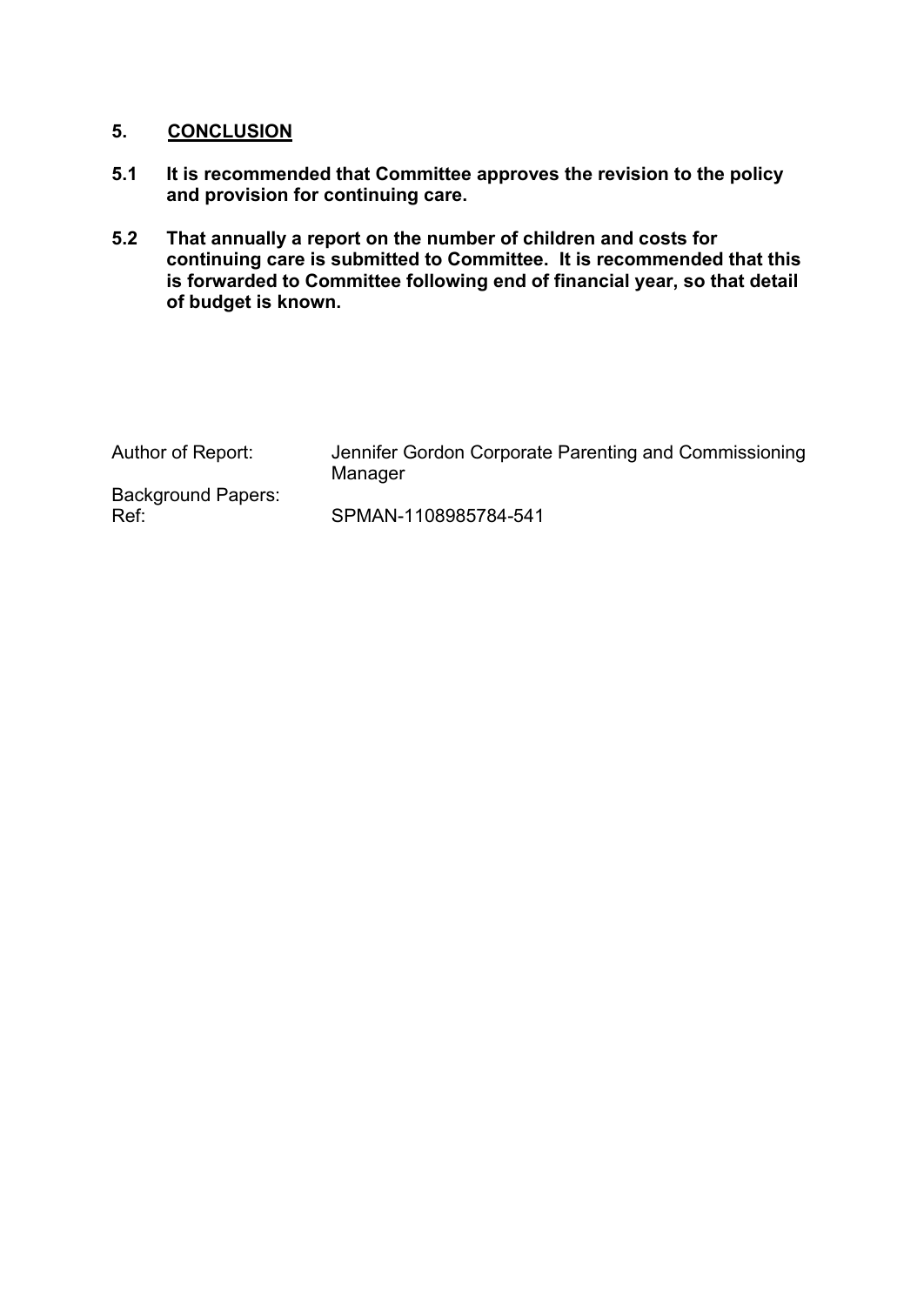## 5. CONCLUSION

**5.1 It is recommended that Committee approves the revision to the policy and provision for continuing care.**

**5.2 That annually a report on the number of children and costs for continuing care is submitted to Committee. It is recommended that this is forwarded to Committee following end of financial year, so that detail of budget is known.**

| | |
|---|---|
| Author of Report: | Jennifer Gordon Corporate Parenting and Commissioning Manager |
| Background Papers: | |
| Ref: | SPMAN-1108985784-541 |